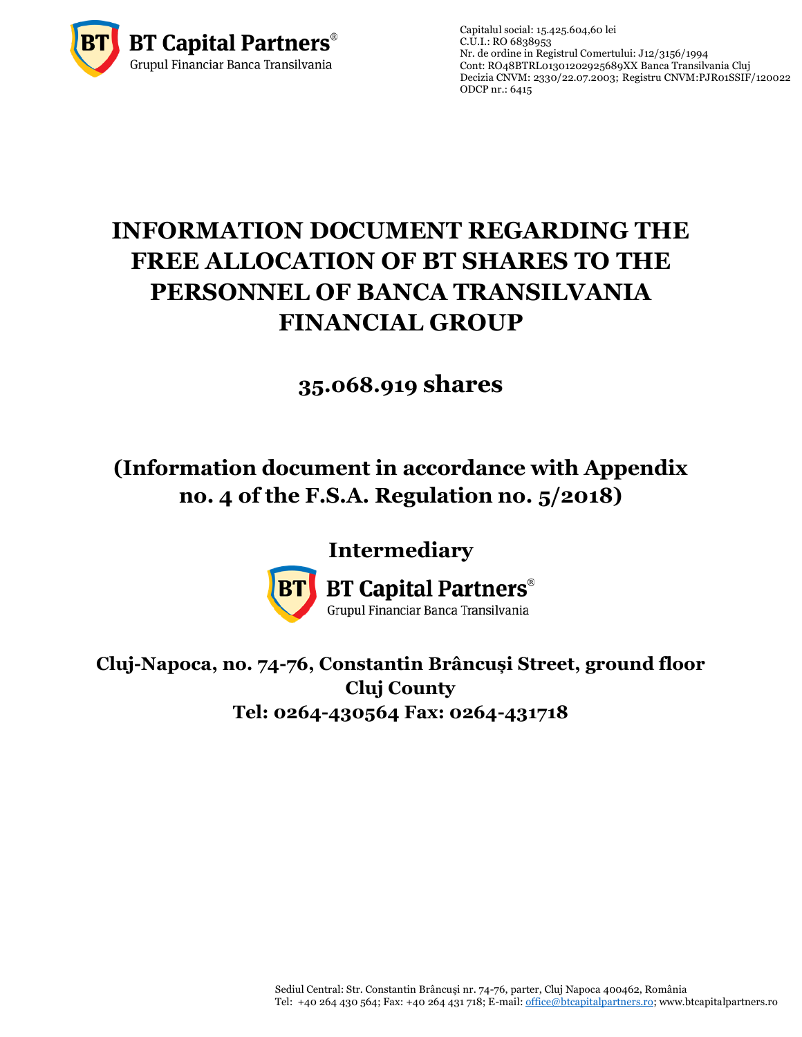BT Capital Partners®
Grupul Financiar Banca Transilvania

Capitalul social: 15.425.604,60 lei
C.U.I.: RO 6838953
Nr. de ordine in Registrul Comertului: J12/3156/1994
Cont: RO48BTRL01301202925689XX Banca Transilvania Cluj
Decizia CNVM: 2330/22.07.2003; Registru CNVM:PJR01SSIF/120022
ODCP nr.: 6415

# INFORMATION DOCUMENT REGARDING THE FREE ALLOCATION OF BT SHARES TO THE PERSONNEL OF BANCA TRANSILVANIA FINANCIAL GROUP

## 35.068.919 shares

## (Information document in accordance with Appendix no. 4 of the F.S.A. Regulation no. 5/2018)

## Intermediary

BT Capital Partners®
Grupul Financiar Banca Transilvania

**Cluj-Napoca, no. 74-76, Constantin Brâncuși Street, ground floor**
**Cluj County**
**Tel: 0264-430564 Fax: 0264-431718**

Sediul Central: Str. Constantin Brâncuşi nr. 74-76, parter, Cluj Napoca 400462, România
Tel: +40 264 430 564; Fax: +40 264 431 718; E-mail: office@btcapitalpartners.ro; www.btcapitalpartners.ro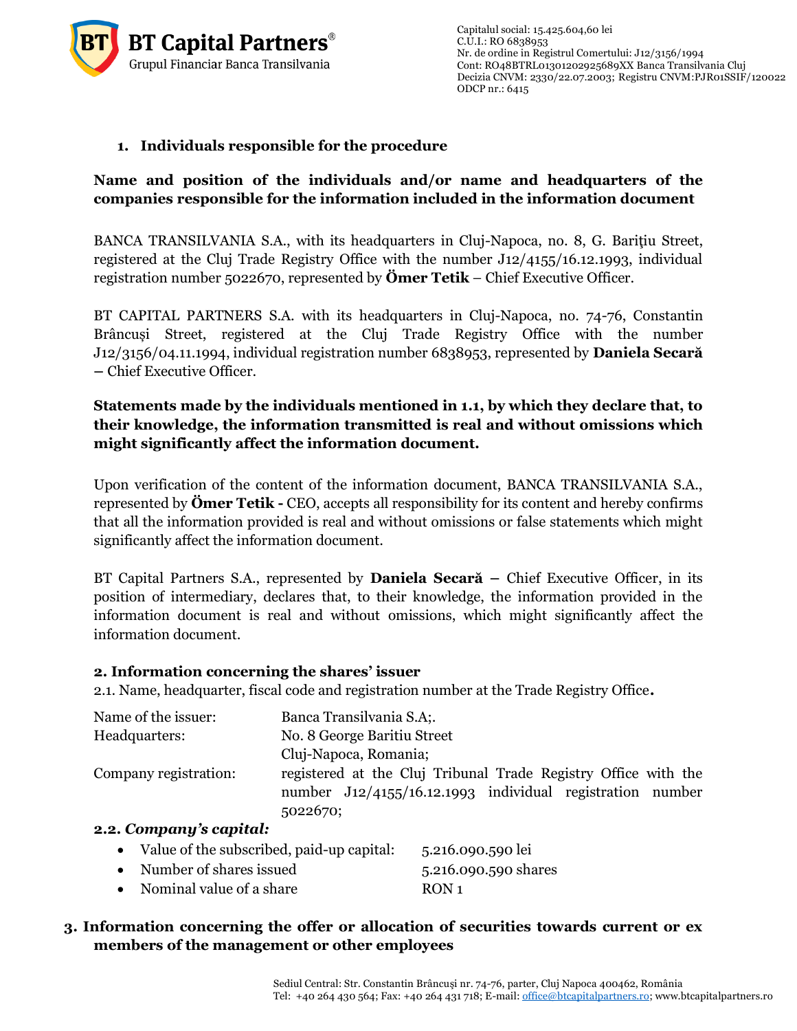1. **Individuals responsible for the procedure**

**Name and position of the individuals and/or name and headquarters of the companies responsible for the information included in the information document**

BANCA TRANSILVANIA S.A., with its headquarters in Cluj-Napoca, no. 8, G. Bariţiu Street, registered at the Cluj Trade Registry Office with the number J12/4155/16.12.1993, individual registration number 5022670, represented by **Ömer Tetik** – Chief Executive Officer.

BT CAPITAL PARTNERS S.A. with its headquarters in Cluj-Napoca, no. 74-76, Constantin Brâncuși Street, registered at the Cluj Trade Registry Office with the number J12/3156/04.11.1994, individual registration number 6838953, represented by **Daniela Secară** – Chief Executive Officer.

**Statements made by the individuals mentioned in 1.1, by which they declare that, to their knowledge, the information transmitted is real and without omissions which might significantly affect the information document.**

Upon verification of the content of the information document, BANCA TRANSILVANIA S.A., represented by **Ömer Tetik -** CEO, accepts all responsibility for its content and hereby confirms that all the information provided is real and without omissions or false statements which might significantly affect the information document.

BT Capital Partners S.A., represented by **Daniela Secară –** Chief Executive Officer, in its position of intermediary, declares that, to their knowledge, the information provided in the information document is real and without omissions, which might significantly affect the information document.

**2. Information concerning the shares' issuer**

2.1. Name, headquarter, fiscal code and registration number at the Trade Registry Office**.**

| | |
|---|---|
| Name of the issuer: | Banca Transilvania S.A;. |
| Headquarters: | No. 8 George Baritiu Street<br>Cluj-Napoca, Romania; |
| Company registration: | registered at the Cluj Tribunal Trade Registry Office with the number J12/4155/16.12.1993 individual registration number 5022670; |

**2.2.** ***Company's capital:***

- Value of the subscribed, paid-up capital: 5.216.090.590 lei
- Number of shares issued 5.216.090.590 shares
- Nominal value of a share RON 1

**3. Information concerning the offer or allocation of securities towards current or ex members of the management or other employees**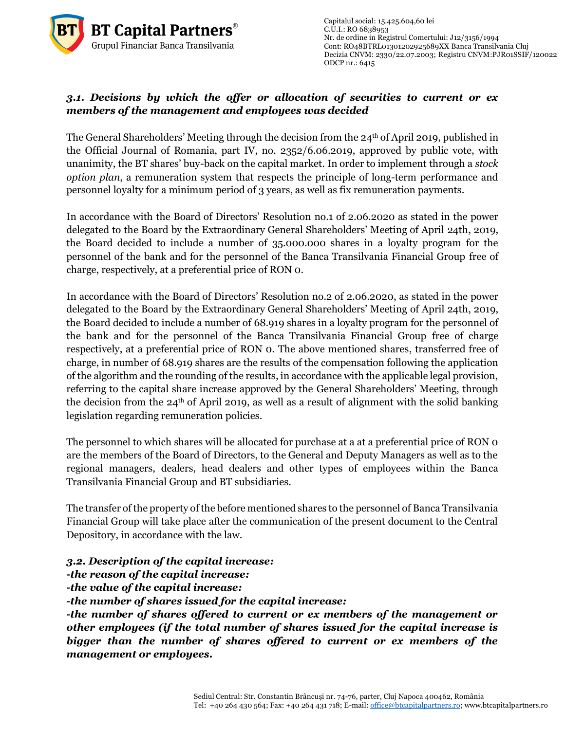### *3.1. Decisions by which the offer or allocation of securities to current or ex members of the management and employees was decided*

The General Shareholders' Meeting through the decision from the 24th of April 2019, published in the Official Journal of Romania, part IV, no. 2352/6.06.2019, approved by public vote, with unanimity, the BT shares' buy-back on the capital market. In order to implement through a *stock option plan*, a remuneration system that respects the principle of long-term performance and personnel loyalty for a minimum period of 3 years, as well as fix remuneration payments.

In accordance with the Board of Directors' Resolution no.1 of 2.06.2020 as stated in the power delegated to the Board by the Extraordinary General Shareholders' Meeting of April 24th, 2019, the Board decided to include a number of 35.000.000 shares in a loyalty program for the personnel of the bank and for the personnel of the Banca Transilvania Financial Group free of charge, respectively, at a preferential price of RON 0.

In accordance with the Board of Directors' Resolution no.2 of 2.06.2020, as stated in the power delegated to the Board by the Extraordinary General Shareholders' Meeting of April 24th, 2019, the Board decided to include a number of 68.919 shares in a loyalty program for the personnel of the bank and for the personnel of the Banca Transilvania Financial Group free of charge respectively, at a preferential price of RON 0. The above mentioned shares, transferred free of charge, in number of 68.919 shares are the results of the compensation following the application of the algorithm and the rounding of the results, in accordance with the applicable legal provision, referring to the capital share increase approved by the General Shareholders' Meeting, through the decision from the 24th of April 2019, as well as a result of alignment with the solid banking legislation regarding remuneration policies.

The personnel to which shares will be allocated for purchase at a at a preferential price of RON 0 are the members of the Board of Directors, to the General and Deputy Managers as well as to the regional managers, dealers, head dealers and other types of employees within the Banca Transilvania Financial Group and BT subsidiaries.

The transfer of the property of the before mentioned shares to the personnel of Banca Transilvania Financial Group will take place after the communication of the present document to the Central Depository, in accordance with the law.

***3.2. Description of the capital increase:***
***-the reason of the capital increase:***
***-the value of the capital increase:***
***-the number of shares issued for the capital increase:***
***-the number of shares offered to current or ex members of the management or other employees (if the total number of shares issued for the capital increase is bigger than the number of shares offered to current or ex members of the management or employees.***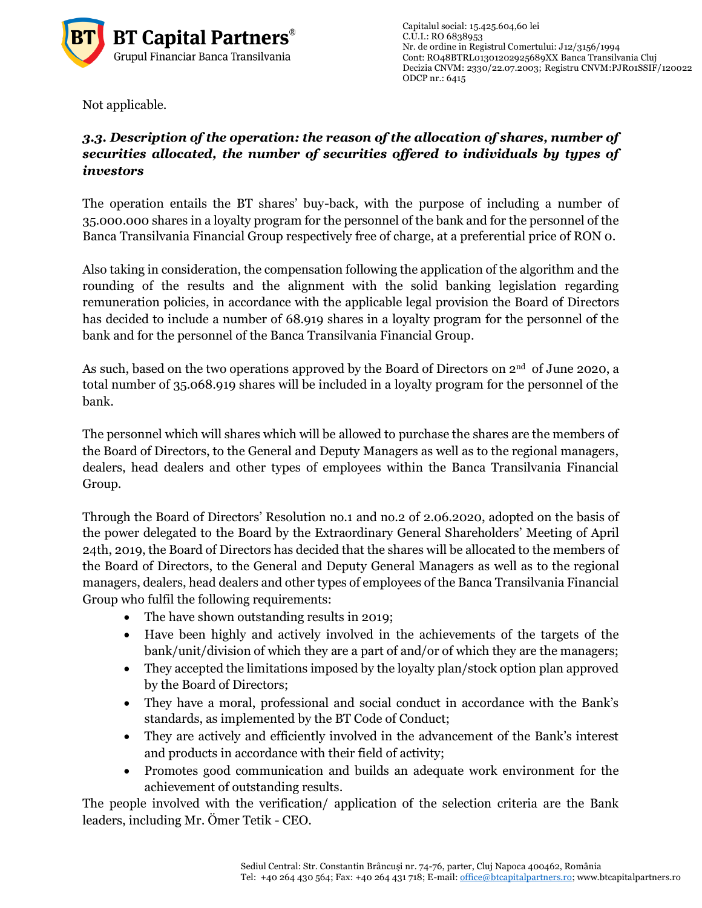Not applicable.

### *3.3. Description of the operation: the reason of the allocation of shares, number of securities allocated, the number of securities offered to individuals by types of investors*

The operation entails the BT shares' buy-back, with the purpose of including a number of 35.000.000 shares in a loyalty program for the personnel of the bank and for the personnel of the Banca Transilvania Financial Group respectively free of charge, at a preferential price of RON 0.

Also taking in consideration, the compensation following the application of the algorithm and the rounding of the results and the alignment with the solid banking legislation regarding remuneration policies, in accordance with the applicable legal provision the Board of Directors has decided to include a number of 68.919 shares in a loyalty program for the personnel of the bank and for the personnel of the Banca Transilvania Financial Group.

As such, based on the two operations approved by the Board of Directors on 2nd of June 2020, a total number of 35.068.919 shares will be included in a loyalty program for the personnel of the bank.

The personnel which will shares which will be allowed to purchase the shares are the members of the Board of Directors, to the General and Deputy Managers as well as to the regional managers, dealers, head dealers and other types of employees within the Banca Transilvania Financial Group.

Through the Board of Directors' Resolution no.1 and no.2 of 2.06.2020, adopted on the basis of the power delegated to the Board by the Extraordinary General Shareholders' Meeting of April 24th, 2019, the Board of Directors has decided that the shares will be allocated to the members of the Board of Directors, to the General and Deputy General Managers as well as to the regional managers, dealers, head dealers and other types of employees of the Banca Transilvania Financial Group who fulfil the following requirements:

- The have shown outstanding results in 2019;
- Have been highly and actively involved in the achievements of the targets of the bank/unit/division of which they are a part of and/or of which they are the managers;
- They accepted the limitations imposed by the loyalty plan/stock option plan approved by the Board of Directors;
- They have a moral, professional and social conduct in accordance with the Bank's standards, as implemented by the BT Code of Conduct;
- They are actively and efficiently involved in the advancement of the Bank's interest and products in accordance with their field of activity;
- Promotes good communication and builds an adequate work environment for the achievement of outstanding results.

The people involved with the verification/ application of the selection criteria are the Bank leaders, including Mr. Ömer Tetik - CEO.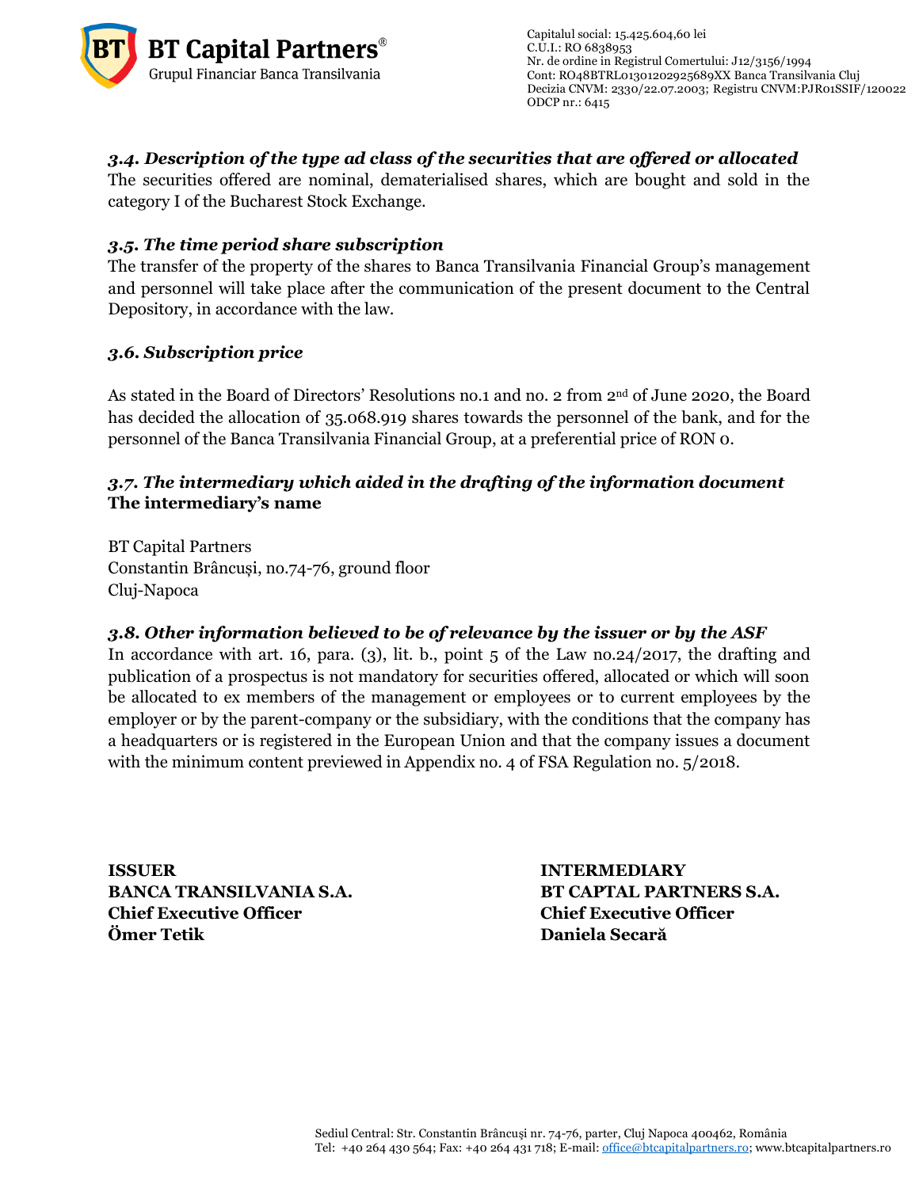### *3.4. Description of the type ad class of the securities that are offered or allocated*

The securities offered are nominal, dematerialised shares, which are bought and sold in the category I of the Bucharest Stock Exchange.

### *3.5. The time period share subscription*

The transfer of the property of the shares to Banca Transilvania Financial Group's management and personnel will take place after the communication of the present document to the Central Depository, in accordance with the law.

### *3.6. Subscription price*

As stated in the Board of Directors' Resolutions no.1 and no. 2 from 2nd of June 2020, the Board has decided the allocation of 35.068.919 shares towards the personnel of the bank, and for the personnel of the Banca Transilvania Financial Group, at a preferential price of RON 0.

### *3.7. The intermediary which aided in the drafting of the information document*

**The intermediary's name**

BT Capital Partners
Constantin Brâncuși, no.74-76, ground floor
Cluj-Napoca

### *3.8. Other information believed to be of relevance by the issuer or by the ASF*

In accordance with art. 16, para. (3), lit. b., point 5 of the Law no.24/2017, the drafting and publication of a prospectus is not mandatory for securities offered, allocated or which will soon be allocated to ex members of the management or employees or to current employees by the employer or by the parent-company or the subsidiary, with the conditions that the company has a headquarters or is registered in the European Union and that the company issues a document with the minimum content previewed in Appendix no. 4 of FSA Regulation no. 5/2018.

**ISSUER**
**BANCA TRANSILVANIA S.A.**
**Chief Executive Officer**
**Ömer Tetik**

**INTERMEDIARY**
**BT CAPTAL PARTNERS S.A.**
**Chief Executive Officer**
**Daniela Secară**